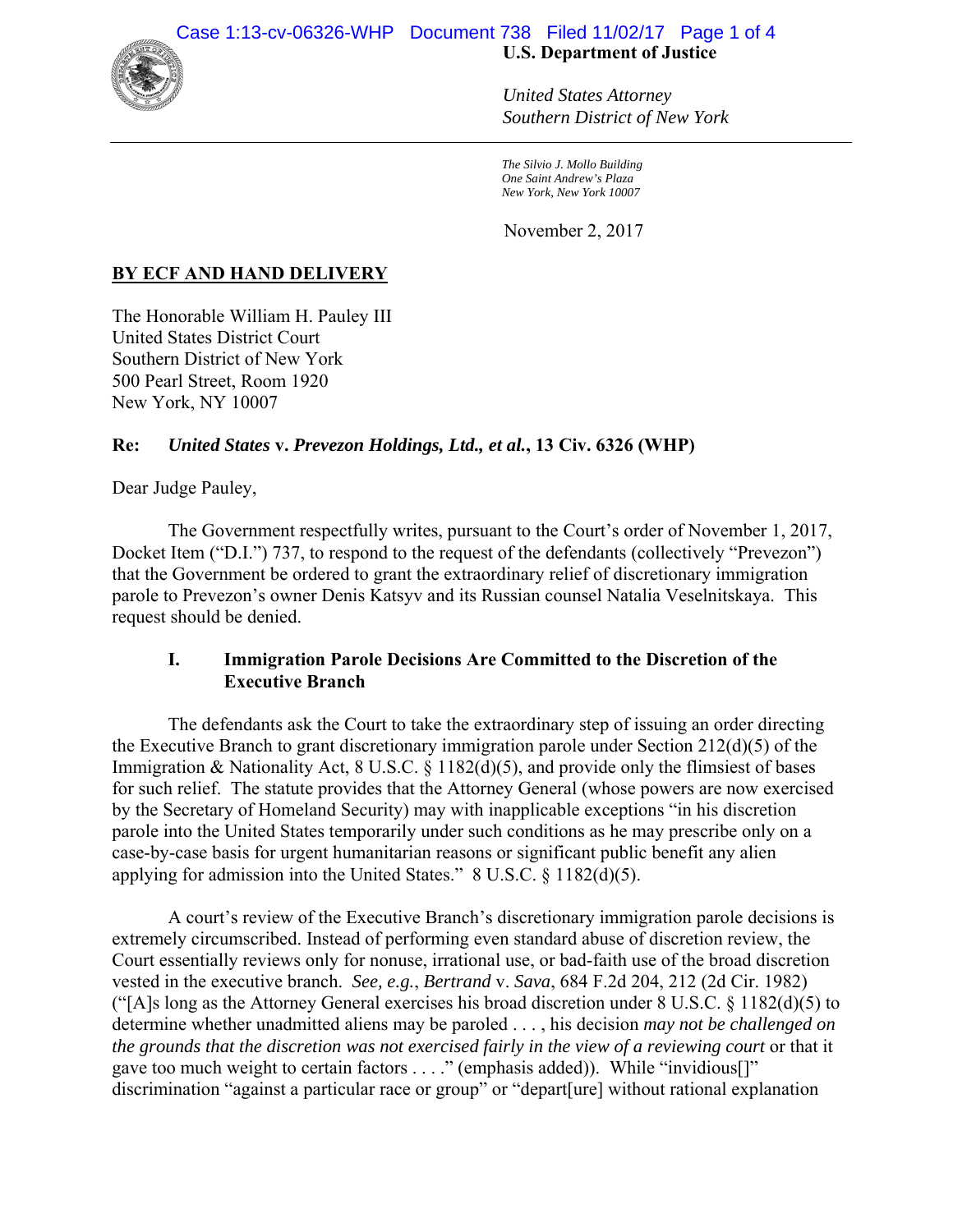**U.S. Department of Justice**

*United States Attorney*
*Southern District of New York*

*The Silvio J. Mollo Building*
*One Saint Andrew's Plaza*
*New York, New York 10007*

November 2, 2017

**BY ECF AND HAND DELIVERY**

The Honorable William H. Pauley III
United States District Court
Southern District of New York
500 Pearl Street, Room 1920
New York, NY 10007

**Re: *United States* v. *Prevezon Holdings, Ltd., et al.*, 13 Civ. 6326 (WHP)**

Dear Judge Pauley,

The Government respectfully writes, pursuant to the Court's order of November 1, 2017, Docket Item ("D.I.") 737, to respond to the request of the defendants (collectively "Prevezon") that the Government be ordered to grant the extraordinary relief of discretionary immigration parole to Prevezon's owner Denis Katsyv and its Russian counsel Natalia Veselnitskaya. This request should be denied.

### I. Immigration Parole Decisions Are Committed to the Discretion of the Executive Branch

The defendants ask the Court to take the extraordinary step of issuing an order directing the Executive Branch to grant discretionary immigration parole under Section 212(d)(5) of the Immigration & Nationality Act, 8 U.S.C. § 1182(d)(5), and provide only the flimsiest of bases for such relief. The statute provides that the Attorney General (whose powers are now exercised by the Secretary of Homeland Security) may with inapplicable exceptions "in his discretion parole into the United States temporarily under such conditions as he may prescribe only on a case-by-case basis for urgent humanitarian reasons or significant public benefit any alien applying for admission into the United States." 8 U.S.C. § 1182(d)(5).

A court's review of the Executive Branch's discretionary immigration parole decisions is extremely circumscribed. Instead of performing even standard abuse of discretion review, the Court essentially reviews only for nonuse, irrational use, or bad-faith use of the broad discretion vested in the executive branch. *See, e.g.*, *Bertrand* v. *Sava*, 684 F.2d 204, 212 (2d Cir. 1982) ("[A]s long as the Attorney General exercises his broad discretion under 8 U.S.C. § 1182(d)(5) to determine whether unadmitted aliens may be paroled . . . , his decision *may not be challenged on the grounds that the discretion was not exercised fairly in the view of a reviewing court* or that it gave too much weight to certain factors . . . ." (emphasis added)). While "invidious[]" discrimination "against a particular race or group" or "depart[ure] without rational explanation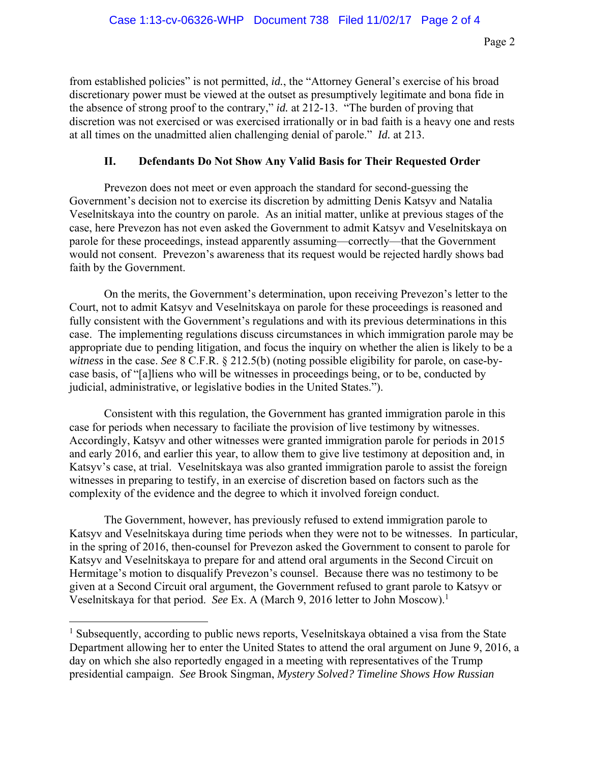from established policies" is not permitted, *id.*, the "Attorney General's exercise of his broad discretionary power must be viewed at the outset as presumptively legitimate and bona fide in the absence of strong proof to the contrary," *id.* at 212-13. "The burden of proving that discretion was not exercised or was exercised irrationally or in bad faith is a heavy one and rests at all times on the unadmitted alien challenging denial of parole." *Id.* at 213.

## II. Defendants Do Not Show Any Valid Basis for Their Requested Order

Prevezon does not meet or even approach the standard for second-guessing the Government's decision not to exercise its discretion by admitting Denis Katsyv and Natalia Veselnitskaya into the country on parole. As an initial matter, unlike at previous stages of the case, here Prevezon has not even asked the Government to admit Katsyv and Veselnitskaya on parole for these proceedings, instead apparently assuming—correctly—that the Government would not consent. Prevezon's awareness that its request would be rejected hardly shows bad faith by the Government.

On the merits, the Government's determination, upon receiving Prevezon's letter to the Court, not to admit Katsyv and Veselnitskaya on parole for these proceedings is reasoned and fully consistent with the Government's regulations and with its previous determinations in this case. The implementing regulations discuss circumstances in which immigration parole may be appropriate due to pending litigation, and focus the inquiry on whether the alien is likely to be a *witness* in the case. *See* 8 C.F.R. § 212.5(b) (noting possible eligibility for parole, on case-by-case basis, of "[a]liens who will be witnesses in proceedings being, or to be, conducted by judicial, administrative, or legislative bodies in the United States.").

Consistent with this regulation, the Government has granted immigration parole in this case for periods when necessary to faciliate the provision of live testimony by witnesses. Accordingly, Katsyv and other witnesses were granted immigration parole for periods in 2015 and early 2016, and earlier this year, to allow them to give live testimony at deposition and, in Katsyv's case, at trial. Veselnitskaya was also granted immigration parole to assist the foreign witnesses in preparing to testify, in an exercise of discretion based on factors such as the complexity of the evidence and the degree to which it involved foreign conduct.

The Government, however, has previously refused to extend immigration parole to Katsyv and Veselnitskaya during time periods when they were not to be witnesses. In particular, in the spring of 2016, then-counsel for Prevezon asked the Government to consent to parole for Katsyv and Veselnitskaya to prepare for and attend oral arguments in the Second Circuit on Hermitage's motion to disqualify Prevezon's counsel. Because there was no testimony to be given at a Second Circuit oral argument, the Government refused to grant parole to Katsyv or Veselnitskaya for that period. *See* Ex. A (March 9, 2016 letter to John Moscow).[1]

---

[1] Subsequently, according to public news reports, Veselnitskaya obtained a visa from the State Department allowing her to enter the United States to attend the oral argument on June 9, 2016, a day on which she also reportedly engaged in a meeting with representatives of the Trump presidential campaign. *See* Brook Singman, *Mystery Solved? Timeline Shows How Russian*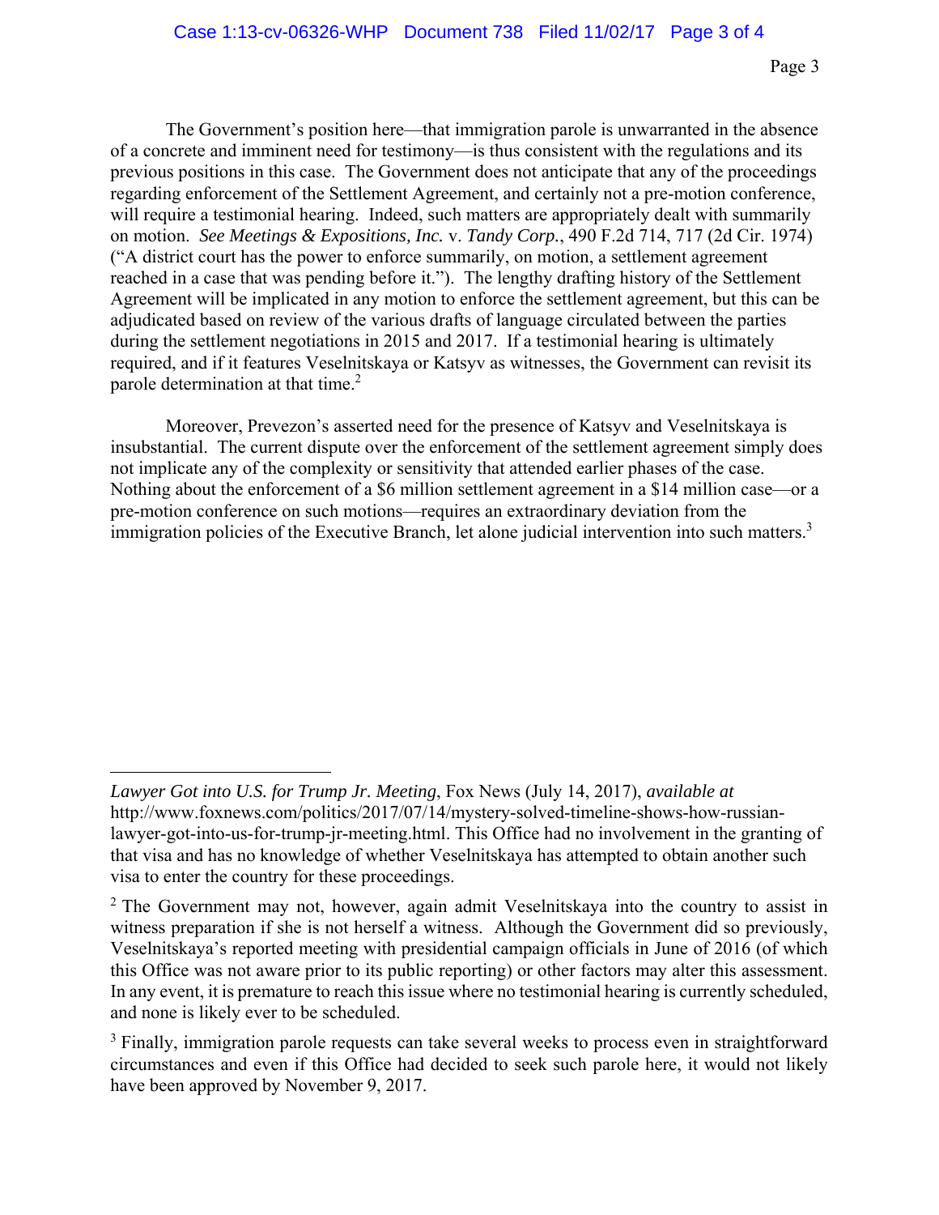The Government's position here—that immigration parole is unwarranted in the absence of a concrete and imminent need for testimony—is thus consistent with the regulations and its previous positions in this case. The Government does not anticipate that any of the proceedings regarding enforcement of the Settlement Agreement, and certainly not a pre-motion conference, will require a testimonial hearing. Indeed, such matters are appropriately dealt with summarily on motion. *See Meetings & Expositions, Inc.* v. *Tandy Corp.*, 490 F.2d 714, 717 (2d Cir. 1974) ("A district court has the power to enforce summarily, on motion, a settlement agreement reached in a case that was pending before it."). The lengthy drafting history of the Settlement Agreement will be implicated in any motion to enforce the settlement agreement, but this can be adjudicated based on review of the various drafts of language circulated between the parties during the settlement negotiations in 2015 and 2017. If a testimonial hearing is ultimately required, and if it features Veselnitskaya or Katsyv as witnesses, the Government can revisit its parole determination at that time.[2]

Moreover, Prevezon's asserted need for the presence of Katsyv and Veselnitskaya is insubstantial. The current dispute over the enforcement of the settlement agreement simply does not implicate any of the complexity or sensitivity that attended earlier phases of the case. Nothing about the enforcement of a $6 million settlement agreement in a $14 million case—or a pre-motion conference on such motions—requires an extraordinary deviation from the immigration policies of the Executive Branch, let alone judicial intervention into such matters.[3]

---

*Lawyer Got into U.S. for Trump Jr. Meeting*, Fox News (July 14, 2017), *available at* http://www.foxnews.com/politics/2017/07/14/mystery-solved-timeline-shows-how-russian-lawyer-got-into-us-for-trump-jr-meeting.html. This Office had no involvement in the granting of that visa and has no knowledge of whether Veselnitskaya has attempted to obtain another such visa to enter the country for these proceedings.

[2] The Government may not, however, again admit Veselnitskaya into the country to assist in witness preparation if she is not herself a witness. Although the Government did so previously, Veselnitskaya's reported meeting with presidential campaign officials in June of 2016 (of which this Office was not aware prior to its public reporting) or other factors may alter this assessment. In any event, it is premature to reach this issue where no testimonial hearing is currently scheduled, and none is likely ever to be scheduled.

[3] Finally, immigration parole requests can take several weeks to process even in straightforward circumstances and even if this Office had decided to seek such parole here, it would not likely have been approved by November 9, 2017.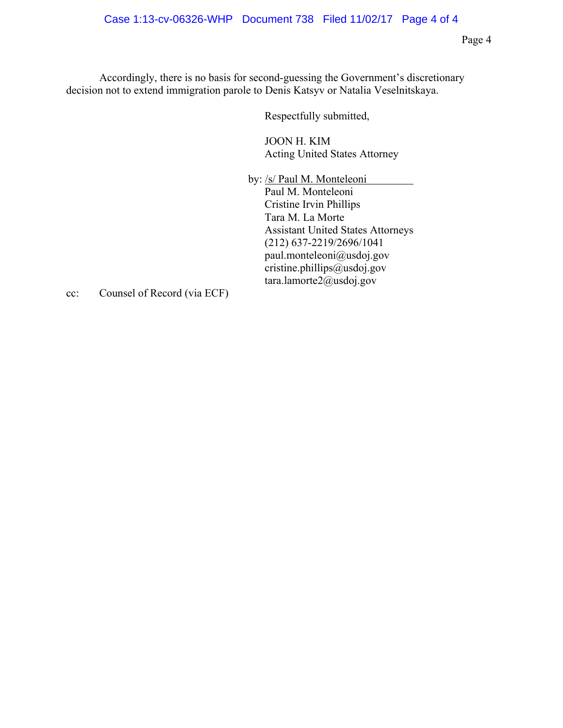Accordingly, there is no basis for second-guessing the Government's discretionary decision not to extend immigration parole to Denis Katsyv or Natalia Veselnitskaya.

Respectfully submitted,

JOON H. KIM
Acting United States Attorney

by: /s/ Paul M. Monteleoni
Paul M. Monteleoni
Cristine Irvin Phillips
Tara M. La Morte
Assistant United States Attorneys
(212) 637-2219/2696/1041
paul.monteleoni@usdoj.gov
cristine.phillips@usdoj.gov
tara.lamorte2@usdoj.gov

cc: Counsel of Record (via ECF)